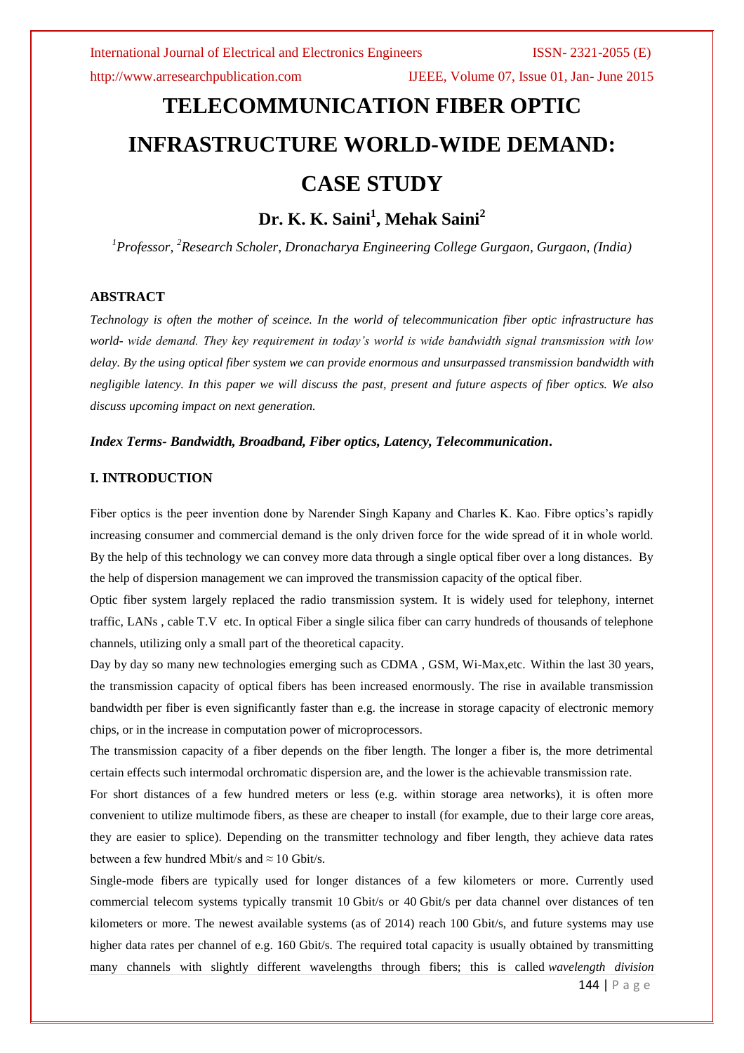# TELECOMMUNICATION FIBER OPTIC INFRASTRUCTURE WORLD-WIDE DEMAND: CASE STUDY

## Dr. K. K. Saini[1], Mehak Saini[2]

*[1]Professor, [2]Research Scholer, Dronacharya Engineering College Gurgaon, Gurgaon, (India)*

### ABSTRACT

*Technology is often the mother of sceince. In the world of telecommunication fiber optic infrastructure has world- wide demand. They key requirement in today's world is wide bandwidth signal transmission with low delay. By the using optical fiber system we can provide enormous and unsurpassed transmission bandwidth with negligible latency. In this paper we will discuss the past, present and future aspects of fiber optics. We also discuss upcoming impact on next generation.*

***Index Terms- Bandwidth, Broadband, Fiber optics, Latency, Telecommunication.***

### I. INTRODUCTION

Fiber optics is the peer invention done by Narender Singh Kapany and Charles K. Kao. Fibre optics's rapidly increasing consumer and commercial demand is the only driven force for the wide spread of it in whole world. By the help of this technology we can convey more data through a single optical fiber over a long distances. By the help of dispersion management we can improved the transmission capacity of the optical fiber.

Optic fiber system largely replaced the radio transmission system. It is widely used for telephony, internet traffic, LANs , cable T.V etc. In optical Fiber a single silica fiber can carry hundreds of thousands of telephone channels, utilizing only a small part of the theoretical capacity.

Day by day so many new technologies emerging such as CDMA , GSM, Wi-Max,etc. Within the last 30 years, the transmission capacity of optical fibers has been increased enormously. The rise in available transmission bandwidth per fiber is even significantly faster than e.g. the increase in storage capacity of electronic memory chips, or in the increase in computation power of microprocessors.

The transmission capacity of a fiber depends on the fiber length. The longer a fiber is, the more detrimental certain effects such intermodal orchromatic dispersion are, and the lower is the achievable transmission rate.

For short distances of a few hundred meters or less (e.g. within storage area networks), it is often more convenient to utilize multimode fibers, as these are cheaper to install (for example, due to their large core areas, they are easier to splice). Depending on the transmitter technology and fiber length, they achieve data rates between a few hundred Mbit/s and ≈ 10 Gbit/s.

Single-mode fibers are typically used for longer distances of a few kilometers or more. Currently used commercial telecom systems typically transmit 10 Gbit/s or 40 Gbit/s per data channel over distances of ten kilometers or more. The newest available systems (as of 2014) reach 100 Gbit/s, and future systems may use higher data rates per channel of e.g. 160 Gbit/s. The required total capacity is usually obtained by transmitting many channels with slightly different wavelengths through fibers; this is called *wavelength division*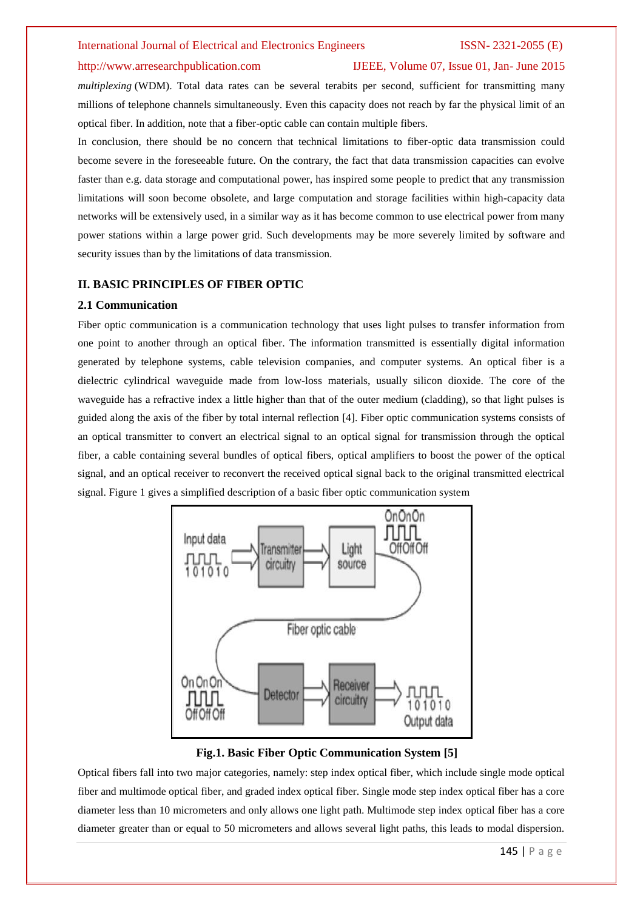*multiplexing* (WDM). Total data rates can be several terabits per second, sufficient for transmitting many millions of telephone channels simultaneously. Even this capacity does not reach by far the physical limit of an optical fiber. In addition, note that a fiber-optic cable can contain multiple fibers.

In conclusion, there should be no concern that technical limitations to fiber-optic data transmission could become severe in the foreseeable future. On the contrary, the fact that data transmission capacities can evolve faster than e.g. data storage and computational power, has inspired some people to predict that any transmission limitations will soon become obsolete, and large computation and storage facilities within high-capacity data networks will be extensively used, in a similar way as it has become common to use electrical power from many power stations within a large power grid. Such developments may be more severely limited by software and security issues than by the limitations of data transmission.

## II. BASIC PRINCIPLES OF FIBER OPTIC

### 2.1 Communication

Fiber optic communication is a communication technology that uses light pulses to transfer information from one point to another through an optical fiber. The information transmitted is essentially digital information generated by telephone systems, cable television companies, and computer systems. An optical fiber is a dielectric cylindrical waveguide made from low-loss materials, usually silicon dioxide. The core of the waveguide has a refractive index a little higher than that of the outer medium (cladding), so that light pulses is guided along the axis of the fiber by total internal reflection [4]. Fiber optic communication systems consists of an optical transmitter to convert an electrical signal to an optical signal for transmission through the optical fiber, a cable containing several bundles of optical fibers, optical amplifiers to boost the power of the optical signal, and an optical receiver to reconvert the received optical signal back to the original transmitted electrical signal. Figure 1 gives a simplified description of a basic fiber optic communication system

**Fig.1. Basic Fiber Optic Communication System [5]**

Optical fibers fall into two major categories, namely: step index optical fiber, which include single mode optical fiber and multimode optical fiber, and graded index optical fiber. Single mode step index optical fiber has a core diameter less than 10 micrometers and only allows one light path. Multimode step index optical fiber has a core diameter greater than or equal to 50 micrometers and allows several light paths, this leads to modal dispersion.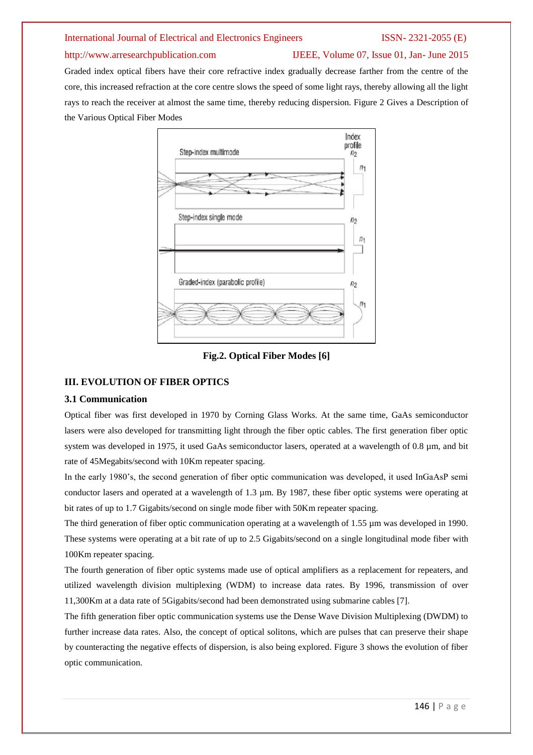Graded index optical fibers have their core refractive index gradually decrease farther from the centre of the core, this increased refraction at the core centre slows the speed of some light rays, thereby allowing all the light rays to reach the receiver at almost the same time, thereby reducing dispersion. Figure 2 Gives a Description of the Various Optical Fiber Modes

**Fig.2. Optical Fiber Modes [6]**

## III. EVOLUTION OF FIBER OPTICS

### 3.1 Communication

Optical fiber was first developed in 1970 by Corning Glass Works. At the same time, GaAs semiconductor lasers were also developed for transmitting light through the fiber optic cables. The first generation fiber optic system was developed in 1975, it used GaAs semiconductor lasers, operated at a wavelength of 0.8 µm, and bit rate of 45Megabits/second with 10Km repeater spacing.

In the early 1980's, the second generation of fiber optic communication was developed, it used InGaAsP semi conductor lasers and operated at a wavelength of 1.3 µm. By 1987, these fiber optic systems were operating at bit rates of up to 1.7 Gigabits/second on single mode fiber with 50Km repeater spacing.

The third generation of fiber optic communication operating at a wavelength of 1.55 µm was developed in 1990. These systems were operating at a bit rate of up to 2.5 Gigabits/second on a single longitudinal mode fiber with 100Km repeater spacing.

The fourth generation of fiber optic systems made use of optical amplifiers as a replacement for repeaters, and utilized wavelength division multiplexing (WDM) to increase data rates. By 1996, transmission of over 11,300Km at a data rate of 5Gigabits/second had been demonstrated using submarine cables [7].

The fifth generation fiber optic communication systems use the Dense Wave Division Multiplexing (DWDM) to further increase data rates. Also, the concept of optical solitons, which are pulses that can preserve their shape by counteracting the negative effects of dispersion, is also being explored. Figure 3 shows the evolution of fiber optic communication.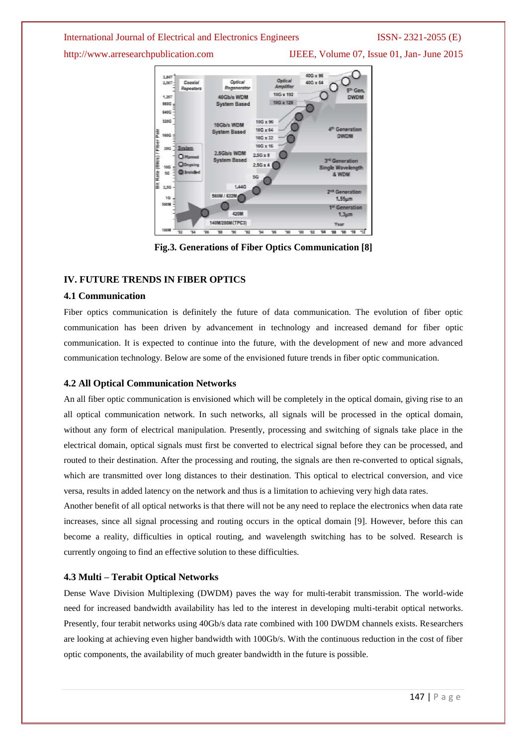Fig.3. Generations of Fiber Optics Communication [8]

## IV. FUTURE TRENDS IN FIBER OPTICS

### 4.1 Communication

Fiber optics communication is definitely the future of data communication. The evolution of fiber optic communication has been driven by advancement in technology and increased demand for fiber optic communication. It is expected to continue into the future, with the development of new and more advanced communication technology. Below are some of the envisioned future trends in fiber optic communication.

### 4.2 All Optical Communication Networks

An all fiber optic communication is envisioned which will be completely in the optical domain, giving rise to an all optical communication network. In such networks, all signals will be processed in the optical domain, without any form of electrical manipulation. Presently, processing and switching of signals take place in the electrical domain, optical signals must first be converted to electrical signal before they can be processed, and routed to their destination. After the processing and routing, the signals are then re-converted to optical signals, which are transmitted over long distances to their destination. This optical to electrical conversion, and vice versa, results in added latency on the network and thus is a limitation to achieving very high data rates.

Another benefit of all optical networks is that there will not be any need to replace the electronics when data rate increases, since all signal processing and routing occurs in the optical domain [9]. However, before this can become a reality, difficulties in optical routing, and wavelength switching has to be solved. Research is currently ongoing to find an effective solution to these difficulties.

### 4.3 Multi – Terabit Optical Networks

Dense Wave Division Multiplexing (DWDM) paves the way for multi-terabit transmission. The world-wide need for increased bandwidth availability has led to the interest in developing multi-terabit optical networks. Presently, four terabit networks using 40Gb/s data rate combined with 100 DWDM channels exists. Researchers are looking at achieving even higher bandwidth with 100Gb/s. With the continuous reduction in the cost of fiber optic components, the availability of much greater bandwidth in the future is possible.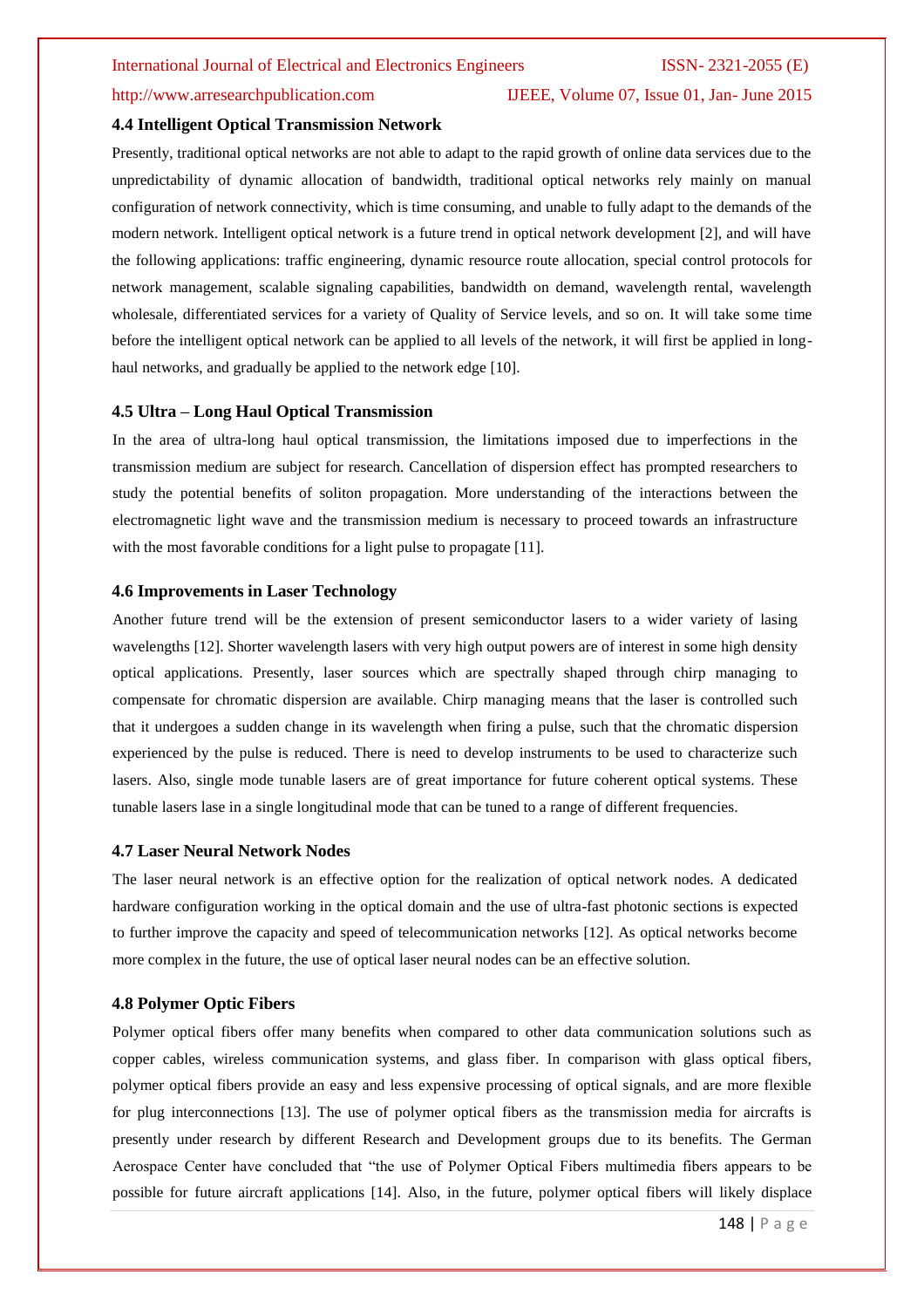### 4.4 Intelligent Optical Transmission Network

Presently, traditional optical networks are not able to adapt to the rapid growth of online data services due to the unpredictability of dynamic allocation of bandwidth, traditional optical networks rely mainly on manual configuration of network connectivity, which is time consuming, and unable to fully adapt to the demands of the modern network. Intelligent optical network is a future trend in optical network development [2], and will have the following applications: traffic engineering, dynamic resource route allocation, special control protocols for network management, scalable signaling capabilities, bandwidth on demand, wavelength rental, wavelength wholesale, differentiated services for a variety of Quality of Service levels, and so on. It will take some time before the intelligent optical network can be applied to all levels of the network, it will first be applied in long-haul networks, and gradually be applied to the network edge [10].

### 4.5 Ultra – Long Haul Optical Transmission

In the area of ultra-long haul optical transmission, the limitations imposed due to imperfections in the transmission medium are subject for research. Cancellation of dispersion effect has prompted researchers to study the potential benefits of soliton propagation. More understanding of the interactions between the electromagnetic light wave and the transmission medium is necessary to proceed towards an infrastructure with the most favorable conditions for a light pulse to propagate [11].

### 4.6 Improvements in Laser Technology

Another future trend will be the extension of present semiconductor lasers to a wider variety of lasing wavelengths [12]. Shorter wavelength lasers with very high output powers are of interest in some high density optical applications. Presently, laser sources which are spectrally shaped through chirp managing to compensate for chromatic dispersion are available. Chirp managing means that the laser is controlled such that it undergoes a sudden change in its wavelength when firing a pulse, such that the chromatic dispersion experienced by the pulse is reduced. There is need to develop instruments to be used to characterize such lasers. Also, single mode tunable lasers are of great importance for future coherent optical systems. These tunable lasers lase in a single longitudinal mode that can be tuned to a range of different frequencies.

### 4.7 Laser Neural Network Nodes

The laser neural network is an effective option for the realization of optical network nodes. A dedicated hardware configuration working in the optical domain and the use of ultra-fast photonic sections is expected to further improve the capacity and speed of telecommunication networks [12]. As optical networks become more complex in the future, the use of optical laser neural nodes can be an effective solution.

### 4.8 Polymer Optic Fibers

Polymer optical fibers offer many benefits when compared to other data communication solutions such as copper cables, wireless communication systems, and glass fiber. In comparison with glass optical fibers, polymer optical fibers provide an easy and less expensive processing of optical signals, and are more flexible for plug interconnections [13]. The use of polymer optical fibers as the transmission media for aircrafts is presently under research by different Research and Development groups due to its benefits. The German Aerospace Center have concluded that "the use of Polymer Optical Fibers multimedia fibers appears to be possible for future aircraft applications [14]. Also, in the future, polymer optical fibers will likely displace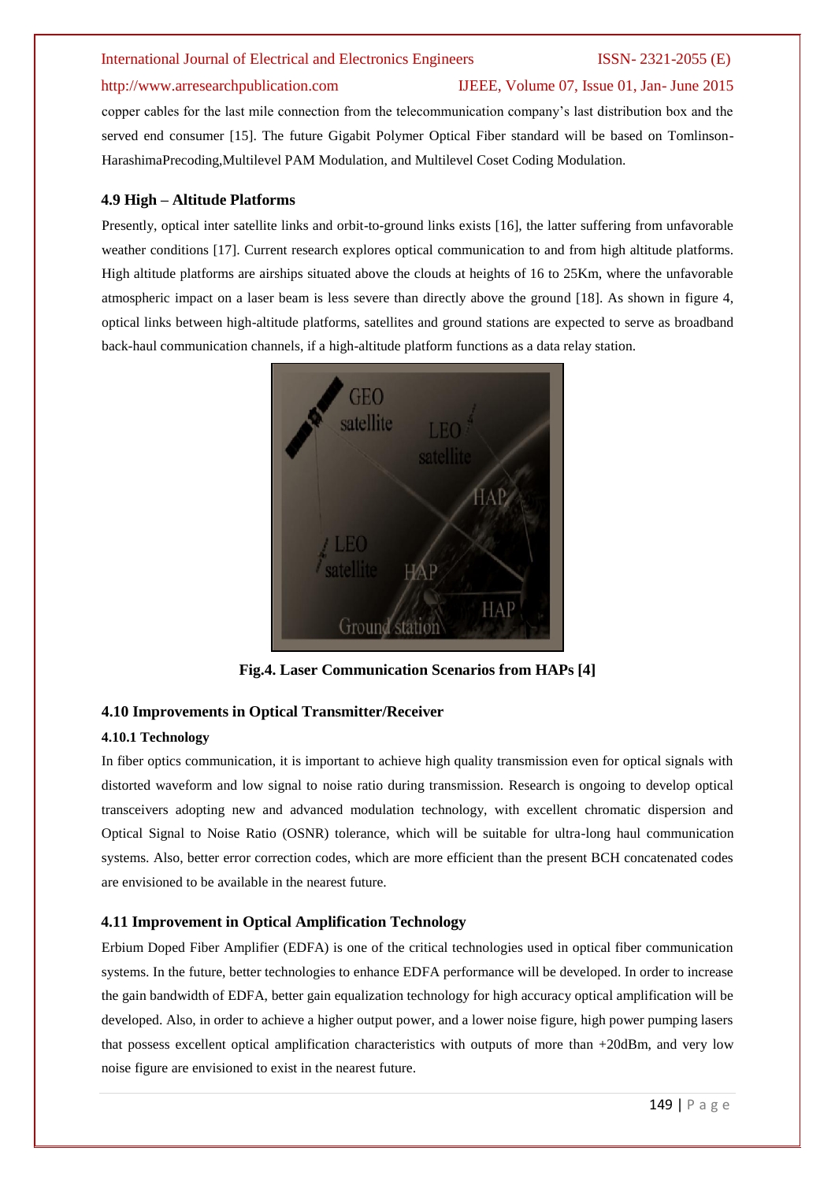copper cables for the last mile connection from the telecommunication company's last distribution box and the served end consumer [15]. The future Gigabit Polymer Optical Fiber standard will be based on Tomlinson-HarashimaPrecoding,Multilevel PAM Modulation, and Multilevel Coset Coding Modulation.

### 4.9 High – Altitude Platforms

Presently, optical inter satellite links and orbit-to-ground links exists [16], the latter suffering from unfavorable weather conditions [17]. Current research explores optical communication to and from high altitude platforms. High altitude platforms are airships situated above the clouds at heights of 16 to 25Km, where the unfavorable atmospheric impact on a laser beam is less severe than directly above the ground [18]. As shown in figure 4, optical links between high-altitude platforms, satellites and ground stations are expected to serve as broadband back-haul communication channels, if a high-altitude platform functions as a data relay station.

**Fig.4. Laser Communication Scenarios from HAPs [4]**

### 4.10 Improvements in Optical Transmitter/Receiver

#### 4.10.1 Technology

In fiber optics communication, it is important to achieve high quality transmission even for optical signals with distorted waveform and low signal to noise ratio during transmission. Research is ongoing to develop optical transceivers adopting new and advanced modulation technology, with excellent chromatic dispersion and Optical Signal to Noise Ratio (OSNR) tolerance, which will be suitable for ultra-long haul communication systems. Also, better error correction codes, which are more efficient than the present BCH concatenated codes are envisioned to be available in the nearest future.

### 4.11 Improvement in Optical Amplification Technology

Erbium Doped Fiber Amplifier (EDFA) is one of the critical technologies used in optical fiber communication systems. In the future, better technologies to enhance EDFA performance will be developed. In order to increase the gain bandwidth of EDFA, better gain equalization technology for high accuracy optical amplification will be developed. Also, in order to achieve a higher output power, and a lower noise figure, high power pumping lasers that possess excellent optical amplification characteristics with outputs of more than +20dBm, and very low noise figure are envisioned to exist in the nearest future.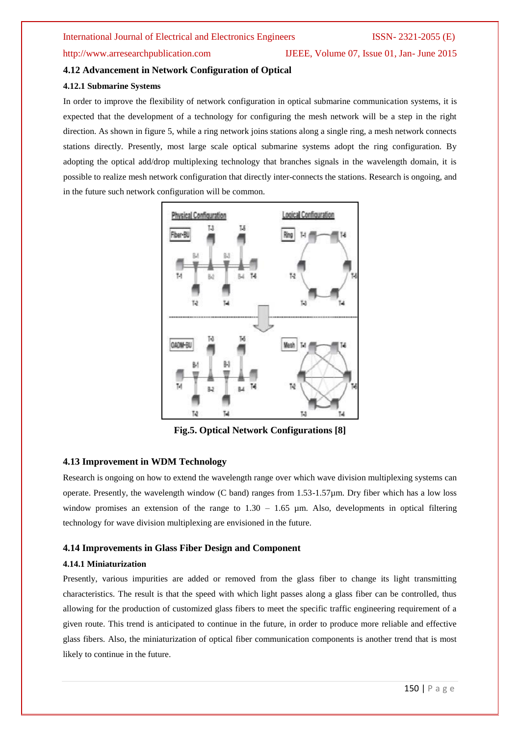### 4.12 Advancement in Network Configuration of Optical

#### 4.12.1 Submarine Systems

In order to improve the flexibility of network configuration in optical submarine communication systems, it is expected that the development of a technology for configuring the mesh network will be a step in the right direction. As shown in figure 5, while a ring network joins stations along a single ring, a mesh network connects stations directly. Presently, most large scale optical submarine systems adopt the ring configuration. By adopting the optical add/drop multiplexing technology that branches signals in the wavelength domain, it is possible to realize mesh network configuration that directly inter-connects the stations. Research is ongoing, and in the future such network configuration will be common.

**Fig.5. Optical Network Configurations [8]**

### 4.13 Improvement in WDM Technology

Research is ongoing on how to extend the wavelength range over which wave division multiplexing systems can operate. Presently, the wavelength window (C band) ranges from 1.53-1.57µm. Dry fiber which has a low loss window promises an extension of the range to 1.30 – 1.65 µm. Also, developments in optical filtering technology for wave division multiplexing are envisioned in the future.

### 4.14 Improvements in Glass Fiber Design and Component

#### 4.14.1 Miniaturization

Presently, various impurities are added or removed from the glass fiber to change its light transmitting characteristics. The result is that the speed with which light passes along a glass fiber can be controlled, thus allowing for the production of customized glass fibers to meet the specific traffic engineering requirement of a given route. This trend is anticipated to continue in the future, in order to produce more reliable and effective glass fibers. Also, the miniaturization of optical fiber communication components is another trend that is most likely to continue in the future.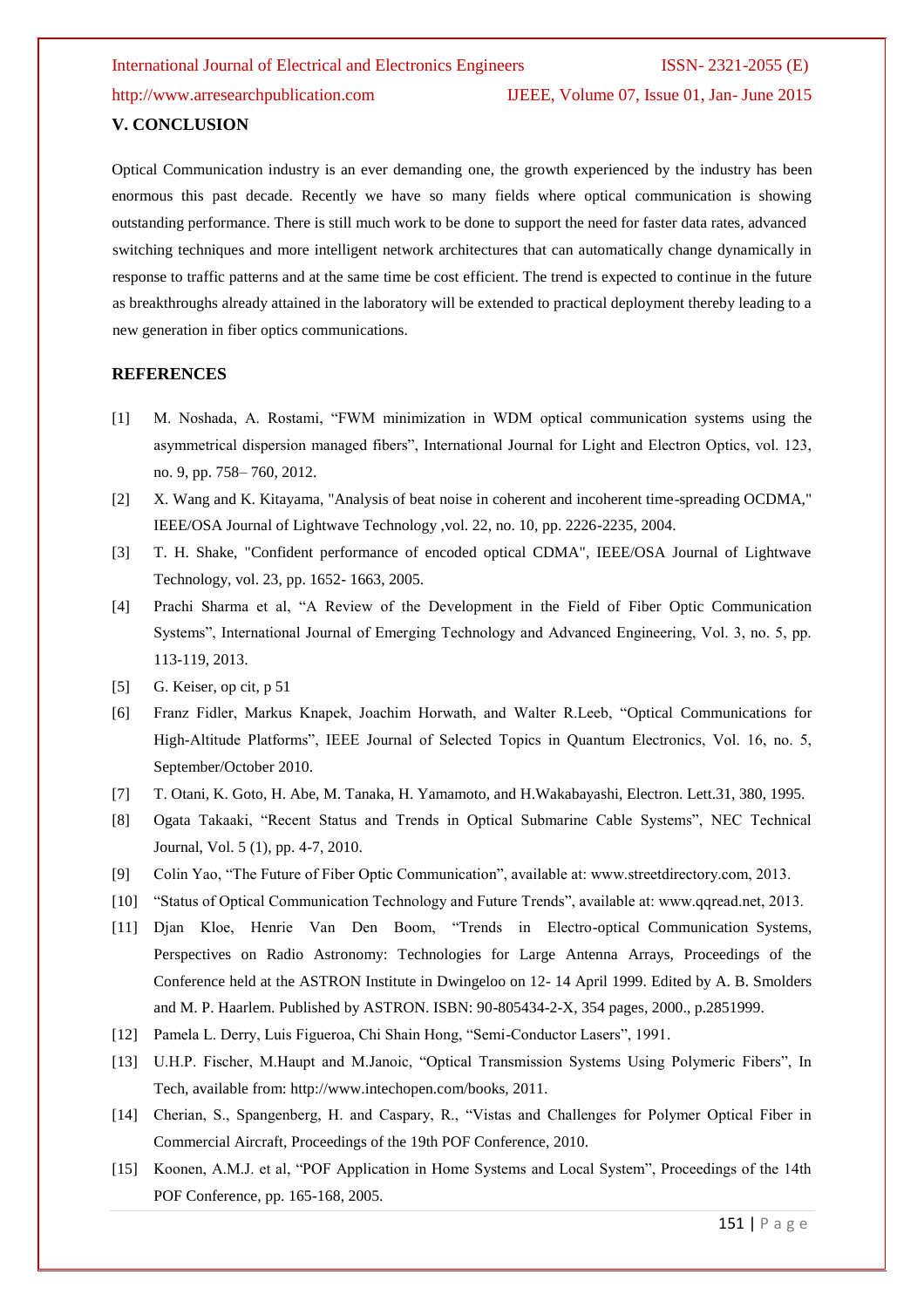## V. CONCLUSION

Optical Communication industry is an ever demanding one, the growth experienced by the industry has been enormous this past decade. Recently we have so many fields where optical communication is showing outstanding performance. There is still much work to be done to support the need for faster data rates, advanced switching techniques and more intelligent network architectures that can automatically change dynamically in response to traffic patterns and at the same time be cost efficient. The trend is expected to continue in the future as breakthroughs already attained in the laboratory will be extended to practical deployment thereby leading to a new generation in fiber optics communications.

## REFERENCES

[1] M. Noshada, A. Rostami, "FWM minimization in WDM optical communication systems using the asymmetrical dispersion managed fibers", International Journal for Light and Electron Optics, vol. 123, no. 9, pp. 758– 760, 2012.

[2] X. Wang and K. Kitayama, "Analysis of beat noise in coherent and incoherent time-spreading OCDMA," IEEE/OSA Journal of Lightwave Technology ,vol. 22, no. 10, pp. 2226-2235, 2004.

[3] T. H. Shake, "Confident performance of encoded optical CDMA", IEEE/OSA Journal of Lightwave Technology, vol. 23, pp. 1652- 1663, 2005.

[4] Prachi Sharma et al, "A Review of the Development in the Field of Fiber Optic Communication Systems", International Journal of Emerging Technology and Advanced Engineering, Vol. 3, no. 5, pp. 113-119, 2013.

[5] G. Keiser, op cit, p 51

[6] Franz Fidler, Markus Knapek, Joachim Horwath, and Walter R.Leeb, "Optical Communications for High-Altitude Platforms", IEEE Journal of Selected Topics in Quantum Electronics, Vol. 16, no. 5, September/October 2010.

[7] T. Otani, K. Goto, H. Abe, M. Tanaka, H. Yamamoto, and H.Wakabayashi, Electron. Lett.31, 380, 1995.

[8] Ogata Takaaki, "Recent Status and Trends in Optical Submarine Cable Systems", NEC Technical Journal, Vol. 5 (1), pp. 4-7, 2010.

[9] Colin Yao, "The Future of Fiber Optic Communication", available at: www.streetdirectory.com, 2013.

[10] "Status of Optical Communication Technology and Future Trends", available at: www.qqread.net, 2013.

[11] Djan Kloe, Henrie Van Den Boom, "Trends in Electro-optical Communication Systems, Perspectives on Radio Astronomy: Technologies for Large Antenna Arrays, Proceedings of the Conference held at the ASTRON Institute in Dwingeloo on 12- 14 April 1999. Edited by A. B. Smolders and M. P. Haarlem. Published by ASTRON. ISBN: 90-805434-2-X, 354 pages, 2000., p.2851999.

[12] Pamela L. Derry, Luis Figueroa, Chi Shain Hong, "Semi-Conductor Lasers", 1991.

[13] U.H.P. Fischer, M.Haupt and M.Janoic, "Optical Transmission Systems Using Polymeric Fibers", In Tech, available from: http://www.intechopen.com/books, 2011.

[14] Cherian, S., Spangenberg, H. and Caspary, R., "Vistas and Challenges for Polymer Optical Fiber in Commercial Aircraft, Proceedings of the 19th POF Conference, 2010.

[15] Koonen, A.M.J. et al, "POF Application in Home Systems and Local System", Proceedings of the 14th POF Conference, pp. 165-168, 2005.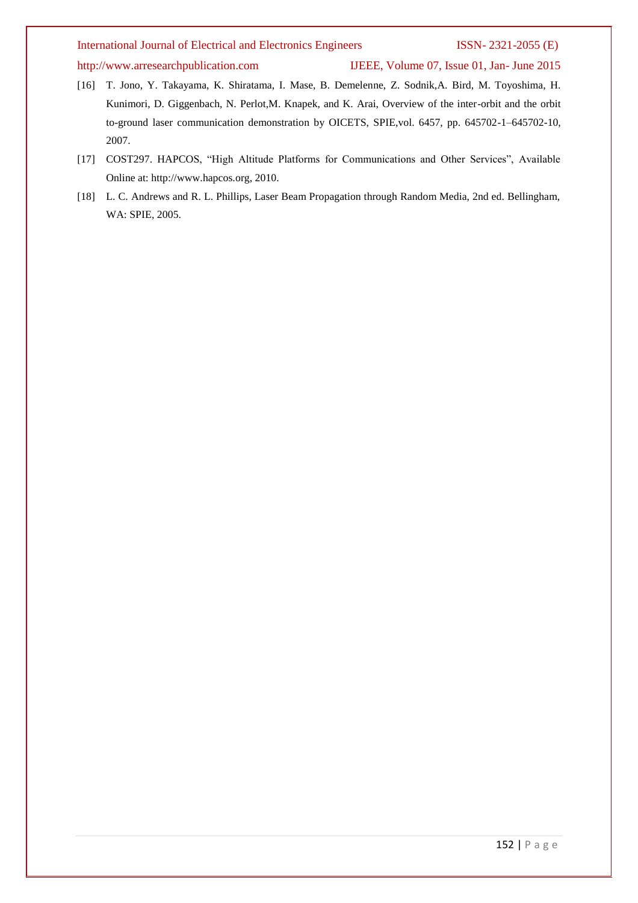[16] T. Jono, Y. Takayama, K. Shiratama, I. Mase, B. Demelenne, Z. Sodnik,A. Bird, M. Toyoshima, H. Kunimori, D. Giggenbach, N. Perlot,M. Knapek, and K. Arai, Overview of the inter-orbit and the orbit to-ground laser communication demonstration by OICETS, SPIE,vol. 6457, pp. 645702-1–645702-10, 2007.

[17] COST297. HAPCOS, "High Altitude Platforms for Communications and Other Services", Available Online at: http://www.hapcos.org, 2010.

[18] L. C. Andrews and R. L. Phillips, Laser Beam Propagation through Random Media, 2nd ed. Bellingham, WA: SPIE, 2005.